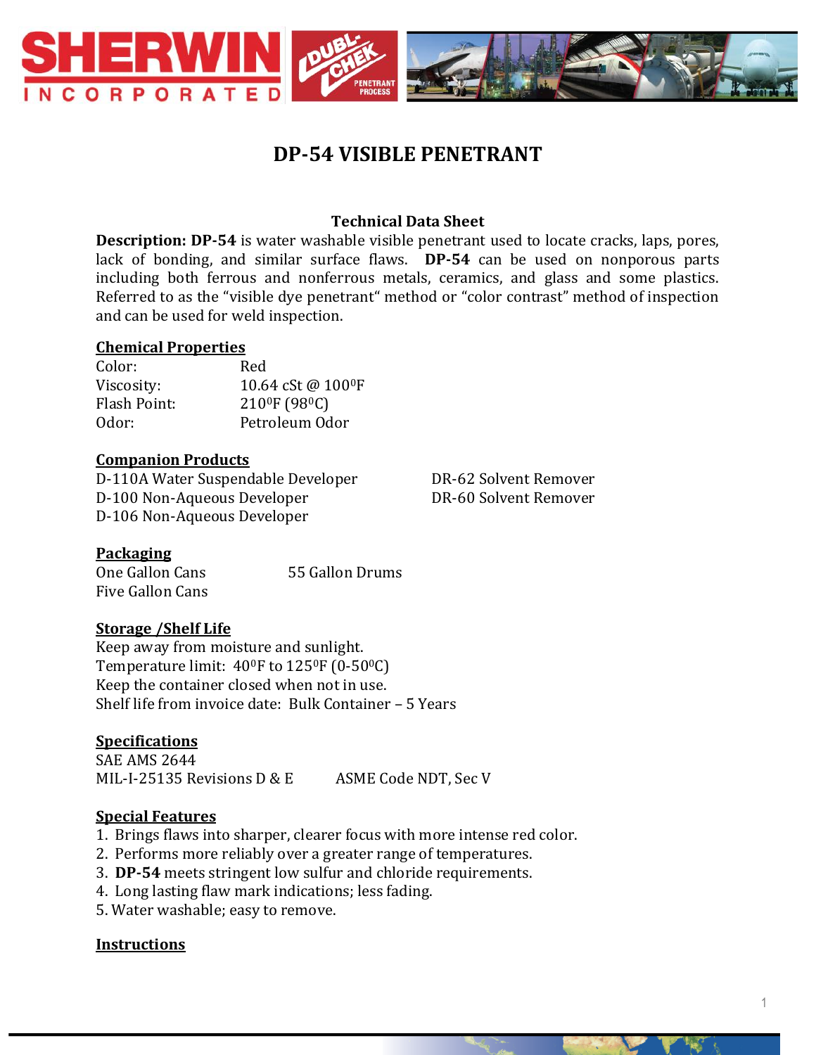# DP-54 VISIBLE PENETRANT

## Technical Data Sheet

**Description: DP-54** is water washable visible penetrant used to locate cracks, laps, pores, lack of bonding, and similar surface flaws. **DP-54** can be used on nonporous parts including both ferrous and nonferrous metals, ceramics, and glass and some plastics. Referred to as the "visible dye penetrant" method or "color contrast" method of inspection and can be used for weld inspection.

### Chemical Properties

| | |
|---|---|
| Color: | Red |
| Viscosity: | 10.64 cSt @ 100$^0$F |
| Flash Point: | 210$^0$F (98$^0$C) |
| Odor: | Petroleum Odor |

### Companion Products

D-110A Water Suspendable Developer
D-100 Non-Aqueous Developer
D-106 Non-Aqueous Developer
DR-62 Solvent Remover
DR-60 Solvent Remover

### Packaging

One Gallon Cans
Five Gallon Cans
55 Gallon Drums

### Storage /Shelf Life

Keep away from moisture and sunlight.
Temperature limit: 40$^0$F to 125$^0$F (0-50$^0$C)
Keep the container closed when not in use.
Shelf life from invoice date: Bulk Container – 5 Years

### Specifications

SAE AMS 2644
MIL-I-25135 Revisions D & E
ASME Code NDT, Sec V

### Special Features

1. Brings flaws into sharper, clearer focus with more intense red color.
2. Performs more reliably over a greater range of temperatures.
3. **DP-54** meets stringent low sulfur and chloride requirements.
4. Long lasting flaw mark indications; less fading.
5. Water washable; easy to remove.

### Instructions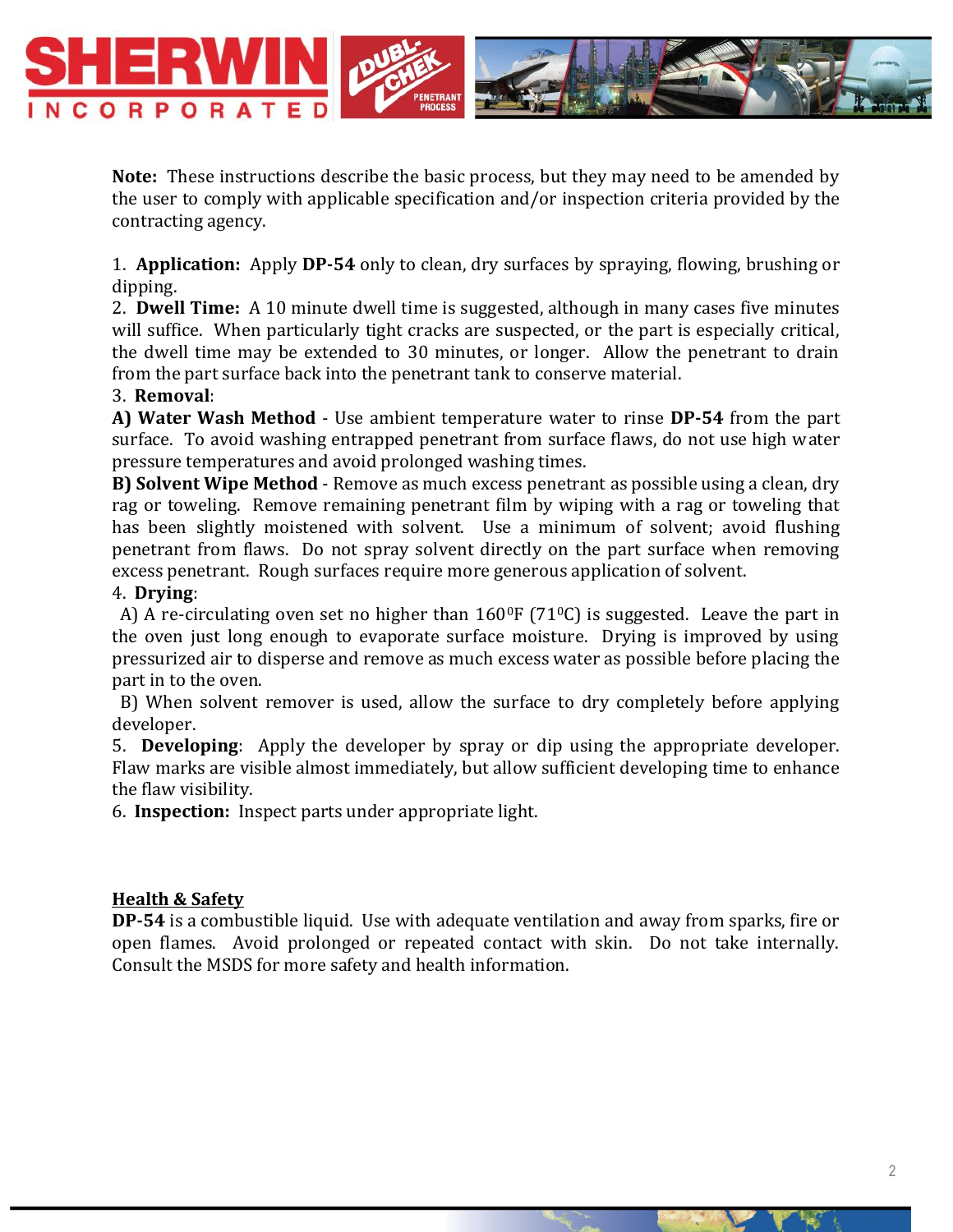**Note:** These instructions describe the basic process, but they may need to be amended by the user to comply with applicable specification and/or inspection criteria provided by the contracting agency.

1. **Application:** Apply **DP-54** only to clean, dry surfaces by spraying, flowing, brushing or dipping.
2. **Dwell Time:** A 10 minute dwell time is suggested, although in many cases five minutes will suffice. When particularly tight cracks are suspected, or the part is especially critical, the dwell time may be extended to 30 minutes, or longer. Allow the penetrant to drain from the part surface back into the penetrant tank to conserve material.
3. **Removal**:

**A) Water Wash Method** - Use ambient temperature water to rinse **DP-54** from the part surface. To avoid washing entrapped penetrant from surface flaws, do not use high water pressure temperatures and avoid prolonged washing times.

**B) Solvent Wipe Method** - Remove as much excess penetrant as possible using a clean, dry rag or toweling. Remove remaining penetrant film by wiping with a rag or toweling that has been slightly moistened with solvent. Use a minimum of solvent; avoid flushing penetrant from flaws. Do not spray solvent directly on the part surface when removing excess penetrant. Rough surfaces require more generous application of solvent.

4. **Drying**:

A) A re-circulating oven set no higher than 160$^0$F (71$^0$C) is suggested. Leave the part in the oven just long enough to evaporate surface moisture. Drying is improved by using pressurized air to disperse and remove as much excess water as possible before placing the part in to the oven.

B) When solvent remover is used, allow the surface to dry completely before applying developer.

5. **Developing**: Apply the developer by spray or dip using the appropriate developer. Flaw marks are visible almost immediately, but allow sufficient developing time to enhance the flaw visibility.
6. **Inspection:** Inspect parts under appropriate light.

**Health & Safety**

**DP-54** is a combustible liquid. Use with adequate ventilation and away from sparks, fire or open flames. Avoid prolonged or repeated contact with skin. Do not take internally. Consult the MSDS for more safety and health information.